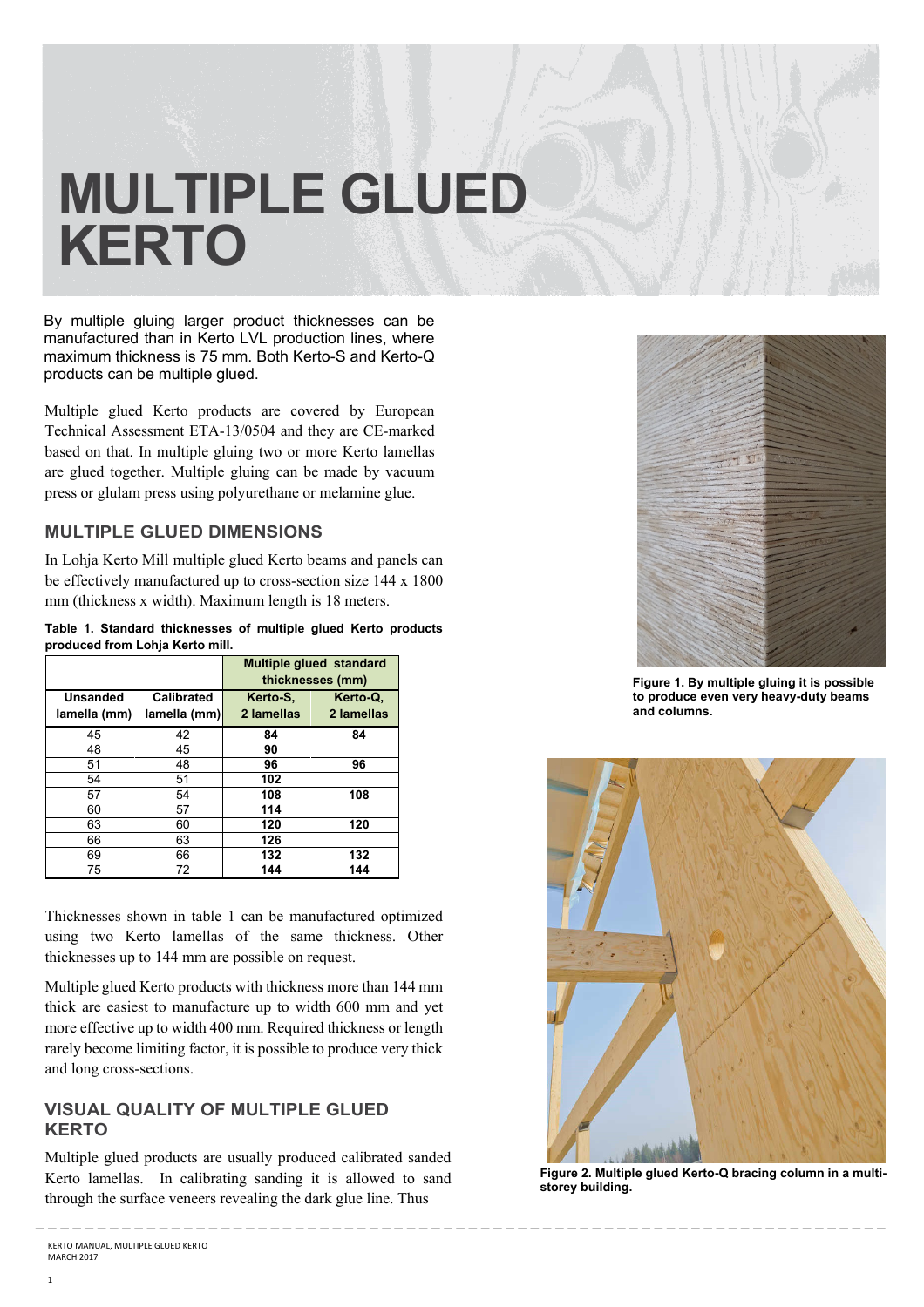# MULTIPLE GLUED KERTO

By multiple gluing larger product thicknesses can be manufactured than in Kerto LVL production lines, where maximum thickness is 75 mm. Both Kerto-S and Kerto-Q products can be multiple glued.

Multiple glued Kerto products are covered by European Technical Assessment ETA-13/0504 and they are CE-marked based on that. In multiple gluing two or more Kerto lamellas are glued together. Multiple gluing can be made by vacuum press or glulam press using polyurethane or melamine glue.

## MULTIPLE GLUED DIMENSIONS

In Lohja Kerto Mill multiple glued Kerto beams and panels can be effectively manufactured up to cross-section size 144 x 1800 mm (thickness x width). Maximum length is 18 meters.

**Table 1. Standard thicknesses of multiple glued Kerto products produced from Lohja Kerto mill.**

| | | **Multiple glued standard thicknesses (mm)** | |
|---|---|---|---|
| **Unsanded lamella (mm)** | **Calibrated lamella (mm)** | **Kerto-S, 2 lamellas** | **Kerto-Q, 2 lamellas** |
| 45 | 42 | **84** | **84** |
| 48 | 45 | **90** | |
| 51 | 48 | **96** | **96** |
| 54 | 51 | **102** | |
| 57 | 54 | **108** | **108** |
| 60 | 57 | **114** | |
| 63 | 60 | **120** | **120** |
| 66 | 63 | **126** | |
| 69 | 66 | **132** | **132** |
| 75 | 72 | **144** | **144** |

Thicknesses shown in table 1 can be manufactured optimized using two Kerto lamellas of the same thickness. Other thicknesses up to 144 mm are possible on request.

Multiple glued Kerto products with thickness more than 144 mm thick are easiest to manufacture up to width 600 mm and yet more effective up to width 400 mm. Required thickness or length rarely become limiting factor, it is possible to produce very thick and long cross-sections.

**Figure 1. By multiple gluing it is possible to produce even very heavy-duty beams and columns.**

**Figure 2. Multiple glued Kerto-Q bracing column in a multi-storey building.**

## VISUAL QUALITY OF MULTIPLE GLUED KERTO

Multiple glued products are usually produced calibrated sanded Kerto lamellas. In calibrating sanding it is allowed to sand through the surface veneers revealing the dark glue line. Thus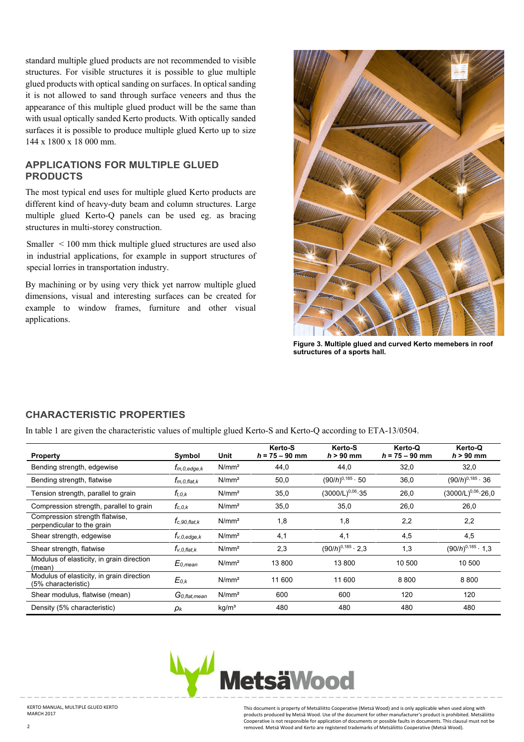standard multiple glued products are not recommended to visible structures. For visible structures it is possible to glue multiple glued products with optical sanding on surfaces. In optical sanding it is not allowed to sand through surface veneers and thus the appearance of this multiple glued product will be the same than with usual optically sanded Kerto products. With optically sanded surfaces it is possible to produce multiple glued Kerto up to size 144 x 1800 x 18 000 mm.

## APPLICATIONS FOR MULTIPLE GLUED PRODUCTS

The most typical end uses for multiple glued Kerto products are different kind of heavy-duty beam and column structures. Large multiple glued Kerto-Q panels can be used eg. as bracing structures in multi-storey construction.

Smaller < 100 mm thick multiple glued structures are used also in industrial applications, for example in support structures of special lorries in transportation industry.

By machining or by using very thick yet narrow multiple glued dimensions, visual and interesting surfaces can be created for example to window frames, furniture and other visual applications.

**Figure 3. Multiple glued and curved Kerto memebers in roof sutructures of a sports hall.**

## CHARACTERISTIC PROPERTIES

In table 1 are given the characteristic values of multiple glued Kerto-S and Kerto-Q according to ETA-13/0504.

| Property | Symbol | Unit | Kerto-S $h$ = 75 – 90 mm | Kerto-S $h$ > 90 mm | Kerto-Q $h$ = 75 – 90 mm | Kerto-Q $h$ > 90 mm |
|---|---|---|---|---|---|---|
| Bending strength, edgewise | $f_{m,0,edge,k}$ | N/mm² | 44,0 | 44,0 | 32,0 | 32,0 |
| Bending strength, flatwise | $f_{m,0,flat,k}$ | N/mm² | 50,0 | $(90/h)^{0,185} \cdot 50$ | 36,0 | $(90/h)^{0,185} \cdot 36$ |
| Tension strength, parallel to grain | $f_{t,0,k}$ | N/mm² | 35,0 | $(3000/L)^{0,06} \cdot 35$ | 26,0 | $(3000/L)^{0,06} \cdot 26,0$ |
| Compression strength, parallel to grain | $f_{c,0,k}$ | N/mm² | 35,0 | 35,0 | 26,0 | 26,0 |
| Compression strength flatwise, perpendicular to the grain | $f_{c,90,flat,k}$ | N/mm² | 1,8 | 1,8 | 2,2 | 2,2 |
| Shear strength, edgewise | $f_{v,0,edge,k}$ | N/mm² | 4,1 | 4,1 | 4,5 | 4,5 |
| Shear strength, flatwise | $f_{v,0,flat,k}$ | N/mm² | 2,3 | $(90/h)^{0,185} \cdot 2,3$ | 1,3 | $(90/h)^{0,185} \cdot 1,3$ |
| Modulus of elasticity, in grain direction (mean) | $E_{0,mean}$ | N/mm² | 13 800 | 13 800 | 10 500 | 10 500 |
| Modulus of elasticity, in grain direction (5% characteristic) | $E_{0,k}$ | N/mm² | 11 600 | 11 600 | 8 800 | 8 800 |
| Shear modulus, flatwise (mean) | $G_{0,flat,mean}$ | N/mm² | 600 | 600 | 120 | 120 |
| Density (5% characteristic) | $\rho_k$ | kg/m³ | 480 | 480 | 480 | 480 |

This document is property of Metsäliitto Cooperative (Metsä Wood) and is only applicable when used along with products produced by Metsä Wood. Use of the document for other manufacturer's product is prohibited. Metsäliitto Cooperative is not responsible for application of documents or possible faults in documents. This clausul must not be removed. Metsä Wood and Kerto are registered trademarks of Metsäliitto Cooperative (Metsä Wood).